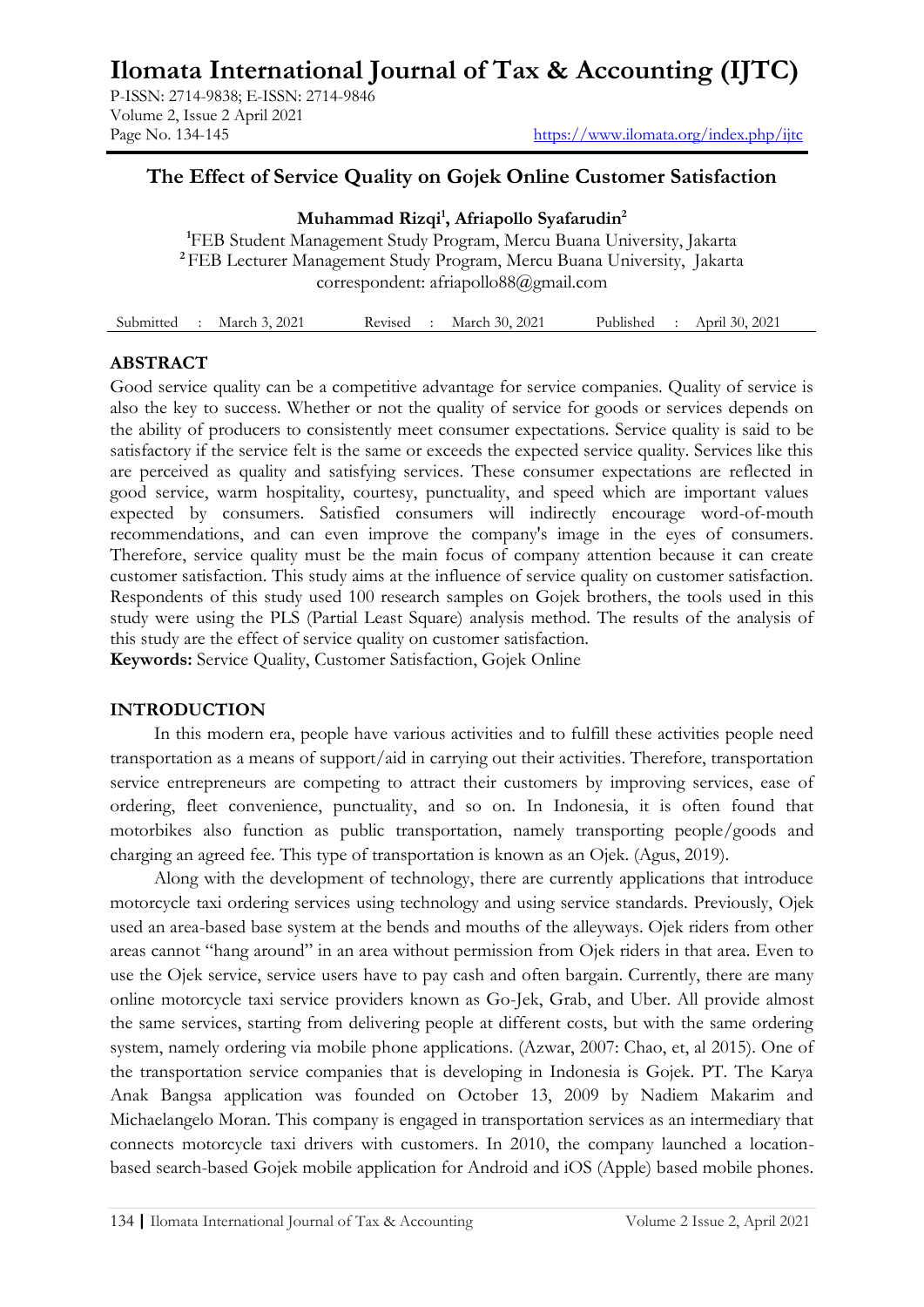# Ilomata International Journal of Tax & Accounting (IJTC)

P-ISSN: 2714-9838; E-ISSN: 2714-9846
Volume 2, Issue 2 April 2021
Page No. 134-145 https://www.ilomata.org/index.php/ijtc

## The Effect of Service Quality on Gojek Online Customer Satisfaction

**Muhammad Rizqi[1], Afriapollo Syafarudin[2]**

[1]FEB Student Management Study Program, Mercu Buana University, Jakarta
[2]FEB Lecturer Management Study Program, Mercu Buana University, Jakarta
correspondent: afriapollo88@gmail.com

| Submitted : March 3, 2021 | Revised : March 30, 2021 | Published : April 30, 2021 |
|---|---|---|

### ABSTRACT

Good service quality can be a competitive advantage for service companies. Quality of service is also the key to success. Whether or not the quality of service for goods or services depends on the ability of producers to consistently meet consumer expectations. Service quality is said to be satisfactory if the service felt is the same or exceeds the expected service quality. Services like this are perceived as quality and satisfying services. These consumer expectations are reflected in good service, warm hospitality, courtesy, punctuality, and speed which are important values expected by consumers. Satisfied consumers will indirectly encourage word-of-mouth recommendations, and can even improve the company's image in the eyes of consumers. Therefore, service quality must be the main focus of company attention because it can create customer satisfaction. This study aims at the influence of service quality on customer satisfaction. Respondents of this study used 100 research samples on Gojek brothers, the tools used in this study were using the PLS (Partial Least Square) analysis method. The results of the analysis of this study are the effect of service quality on customer satisfaction.

**Keywords:** Service Quality, Customer Satisfaction, Gojek Online

### INTRODUCTION

In this modern era, people have various activities and to fulfill these activities people need transportation as a means of support/aid in carrying out their activities. Therefore, transportation service entrepreneurs are competing to attract their customers by improving services, ease of ordering, fleet convenience, punctuality, and so on. In Indonesia, it is often found that motorbikes also function as public transportation, namely transporting people/goods and charging an agreed fee. This type of transportation is known as an Ojek. (Agus, 2019).

Along with the development of technology, there are currently applications that introduce motorcycle taxi ordering services using technology and using service standards. Previously, Ojek used an area-based base system at the bends and mouths of the alleyways. Ojek riders from other areas cannot "hang around" in an area without permission from Ojek riders in that area. Even to use the Ojek service, service users have to pay cash and often bargain. Currently, there are many online motorcycle taxi service providers known as Go-Jek, Grab, and Uber. All provide almost the same services, starting from delivering people at different costs, but with the same ordering system, namely ordering via mobile phone applications. (Azwar, 2007: Chao, et, al 2015). One of the transportation service companies that is developing in Indonesia is Gojek. PT. The Karya Anak Bangsa application was founded on October 13, 2009 by Nadiem Makarim and Michaelangelo Moran. This company is engaged in transportation services as an intermediary that connects motorcycle taxi drivers with customers. In 2010, the company launched a location-based search-based Gojek mobile application for Android and iOS (Apple) based mobile phones.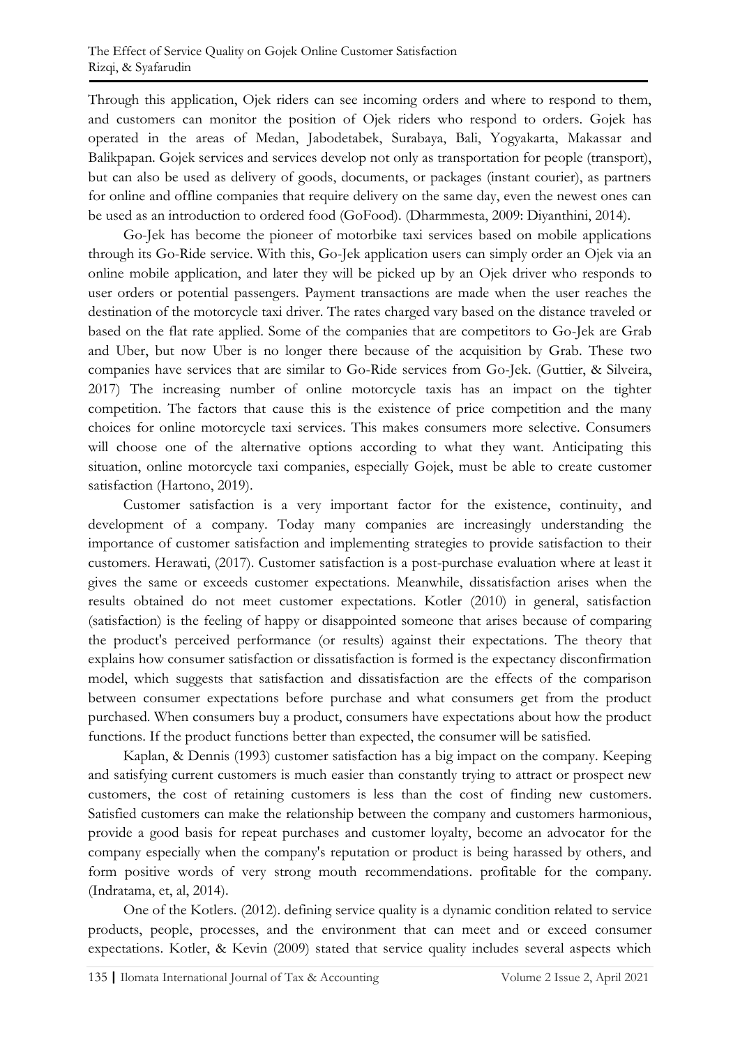Through this application, Ojek riders can see incoming orders and where to respond to them, and customers can monitor the position of Ojek riders who respond to orders. Gojek has operated in the areas of Medan, Jabodetabek, Surabaya, Bali, Yogyakarta, Makassar and Balikpapan. Gojek services and services develop not only as transportation for people (transport), but can also be used as delivery of goods, documents, or packages (instant courier), as partners for online and offline companies that require delivery on the same day, even the newest ones can be used as an introduction to ordered food (GoFood). (Dharmmesta, 2009: Diyanthini, 2014).

Go-Jek has become the pioneer of motorbike taxi services based on mobile applications through its Go-Ride service. With this, Go-Jek application users can simply order an Ojek via an online mobile application, and later they will be picked up by an Ojek driver who responds to user orders or potential passengers. Payment transactions are made when the user reaches the destination of the motorcycle taxi driver. The rates charged vary based on the distance traveled or based on the flat rate applied. Some of the companies that are competitors to Go-Jek are Grab and Uber, but now Uber is no longer there because of the acquisition by Grab. These two companies have services that are similar to Go-Ride services from Go-Jek. (Guttier, & Silveira, 2017) The increasing number of online motorcycle taxis has an impact on the tighter competition. The factors that cause this is the existence of price competition and the many choices for online motorcycle taxi services. This makes consumers more selective. Consumers will choose one of the alternative options according to what they want. Anticipating this situation, online motorcycle taxi companies, especially Gojek, must be able to create customer satisfaction (Hartono, 2019).

Customer satisfaction is a very important factor for the existence, continuity, and development of a company. Today many companies are increasingly understanding the importance of customer satisfaction and implementing strategies to provide satisfaction to their customers. Herawati, (2017). Customer satisfaction is a post-purchase evaluation where at least it gives the same or exceeds customer expectations. Meanwhile, dissatisfaction arises when the results obtained do not meet customer expectations. Kotler (2010) in general, satisfaction (satisfaction) is the feeling of happy or disappointed someone that arises because of comparing the product's perceived performance (or results) against their expectations. The theory that explains how consumer satisfaction or dissatisfaction is formed is the expectancy disconfirmation model, which suggests that satisfaction and dissatisfaction are the effects of the comparison between consumer expectations before purchase and what consumers get from the product purchased. When consumers buy a product, consumers have expectations about how the product functions. If the product functions better than expected, the consumer will be satisfied.

Kaplan, & Dennis (1993) customer satisfaction has a big impact on the company. Keeping and satisfying current customers is much easier than constantly trying to attract or prospect new customers, the cost of retaining customers is less than the cost of finding new customers. Satisfied customers can make the relationship between the company and customers harmonious, provide a good basis for repeat purchases and customer loyalty, become an advocator for the company especially when the company's reputation or product is being harassed by others, and form positive words of very strong mouth recommendations. profitable for the company. (Indratama, et, al, 2014).

One of the Kotlers. (2012). defining service quality is a dynamic condition related to service products, people, processes, and the environment that can meet and or exceed consumer expectations. Kotler, & Kevin (2009) stated that service quality includes several aspects which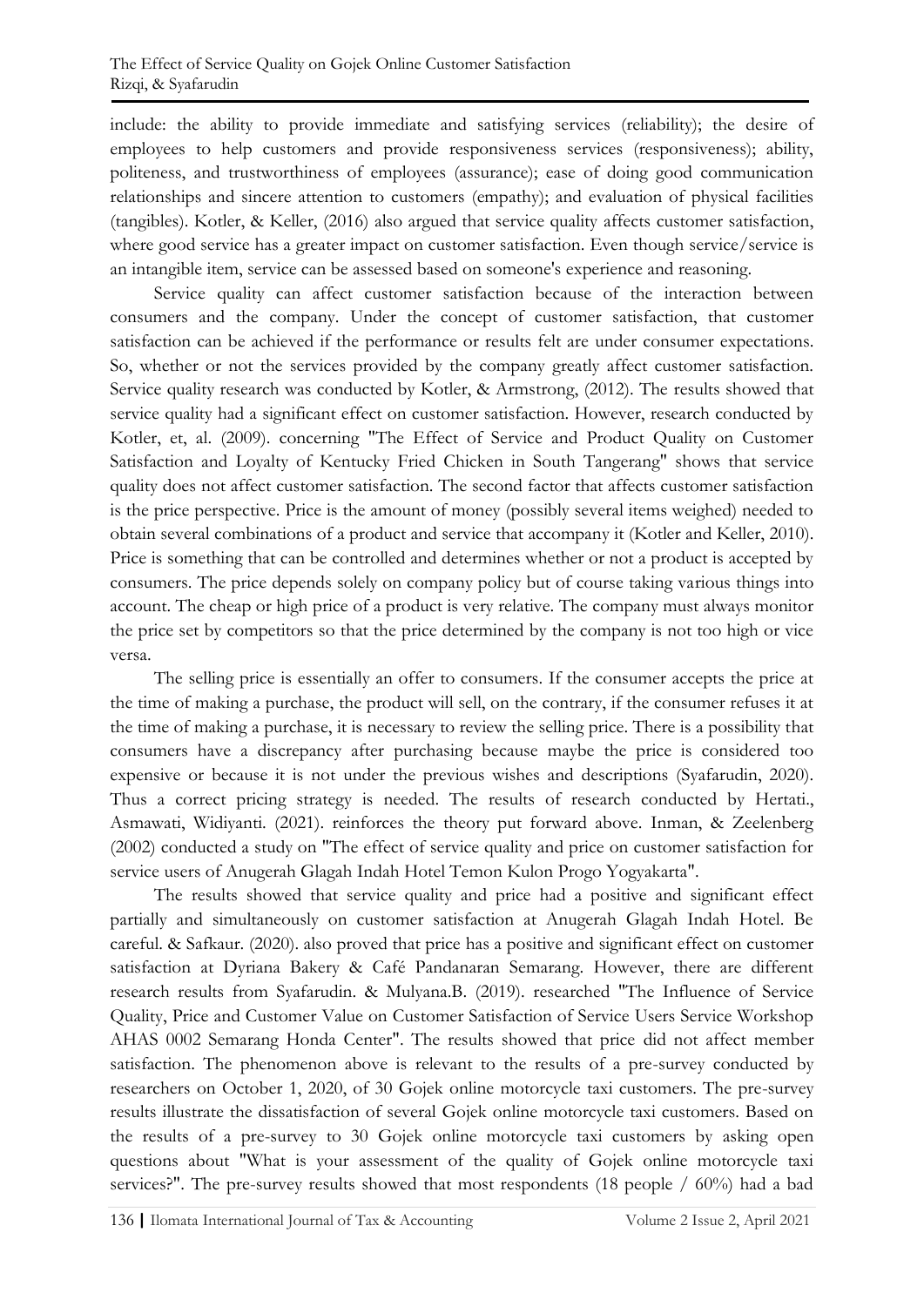include: the ability to provide immediate and satisfying services (reliability); the desire of employees to help customers and provide responsiveness services (responsiveness); ability, politeness, and trustworthiness of employees (assurance); ease of doing good communication relationships and sincere attention to customers (empathy); and evaluation of physical facilities (tangibles). Kotler, & Keller, (2016) also argued that service quality affects customer satisfaction, where good service has a greater impact on customer satisfaction. Even though service/service is an intangible item, service can be assessed based on someone's experience and reasoning.

Service quality can affect customer satisfaction because of the interaction between consumers and the company. Under the concept of customer satisfaction, that customer satisfaction can be achieved if the performance or results felt are under consumer expectations. So, whether or not the services provided by the company greatly affect customer satisfaction. Service quality research was conducted by Kotler, & Armstrong, (2012). The results showed that service quality had a significant effect on customer satisfaction. However, research conducted by Kotler, et, al. (2009). concerning "The Effect of Service and Product Quality on Customer Satisfaction and Loyalty of Kentucky Fried Chicken in South Tangerang" shows that service quality does not affect customer satisfaction. The second factor that affects customer satisfaction is the price perspective. Price is the amount of money (possibly several items weighed) needed to obtain several combinations of a product and service that accompany it (Kotler and Keller, 2010). Price is something that can be controlled and determines whether or not a product is accepted by consumers. The price depends solely on company policy but of course taking various things into account. The cheap or high price of a product is very relative. The company must always monitor the price set by competitors so that the price determined by the company is not too high or vice versa.

The selling price is essentially an offer to consumers. If the consumer accepts the price at the time of making a purchase, the product will sell, on the contrary, if the consumer refuses it at the time of making a purchase, it is necessary to review the selling price. There is a possibility that consumers have a discrepancy after purchasing because maybe the price is considered too expensive or because it is not under the previous wishes and descriptions (Syafarudin, 2020). Thus a correct pricing strategy is needed. The results of research conducted by Hertati., Asmawati, Widiyanti. (2021). reinforces the theory put forward above. Inman, & Zeelenberg (2002) conducted a study on "The effect of service quality and price on customer satisfaction for service users of Anugerah Glagah Indah Hotel Temon Kulon Progo Yogyakarta".

The results showed that service quality and price had a positive and significant effect partially and simultaneously on customer satisfaction at Anugerah Glagah Indah Hotel. Be careful. & Safkaur. (2020). also proved that price has a positive and significant effect on customer satisfaction at Dyriana Bakery & Café Pandanaran Semarang. However, there are different research results from Syafarudin. & Mulyana.B. (2019). researched "The Influence of Service Quality, Price and Customer Value on Customer Satisfaction of Service Users Service Workshop AHAS 0002 Semarang Honda Center". The results showed that price did not affect member satisfaction. The phenomenon above is relevant to the results of a pre-survey conducted by researchers on October 1, 2020, of 30 Gojek online motorcycle taxi customers. The pre-survey results illustrate the dissatisfaction of several Gojek online motorcycle taxi customers. Based on the results of a pre-survey to 30 Gojek online motorcycle taxi customers by asking open questions about "What is your assessment of the quality of Gojek online motorcycle taxi services?". The pre-survey results showed that most respondents (18 people / 60%) had a bad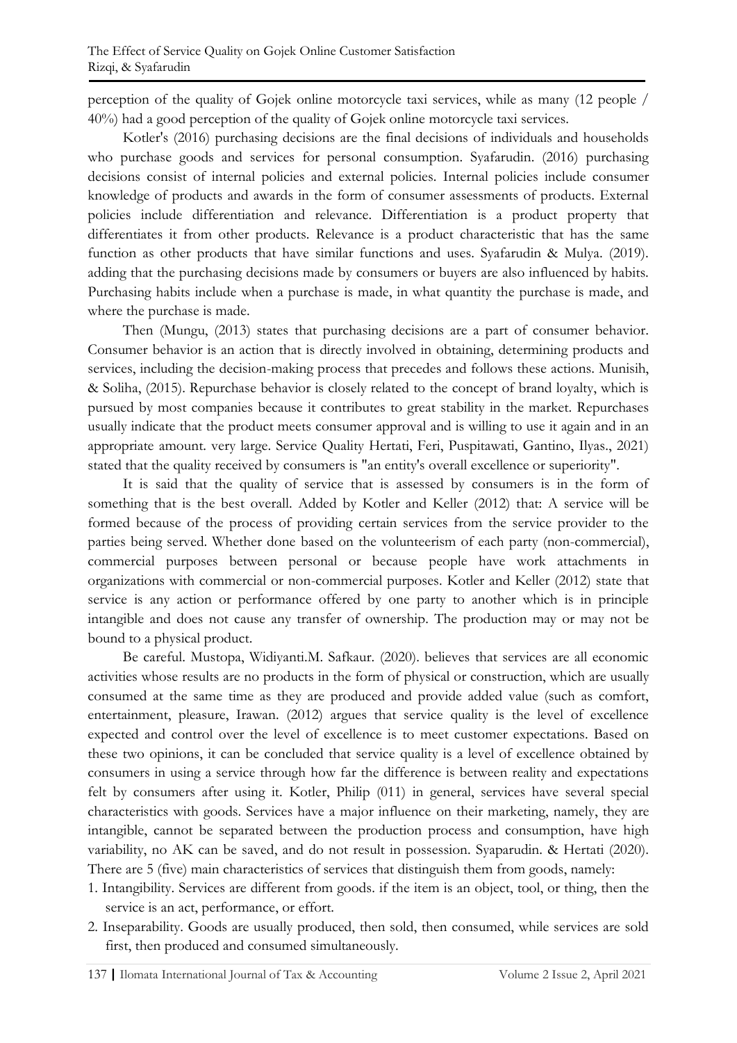perception of the quality of Gojek online motorcycle taxi services, while as many (12 people / 40%) had a good perception of the quality of Gojek online motorcycle taxi services.

Kotler's (2016) purchasing decisions are the final decisions of individuals and households who purchase goods and services for personal consumption. Syafarudin. (2016) purchasing decisions consist of internal policies and external policies. Internal policies include consumer knowledge of products and awards in the form of consumer assessments of products. External policies include differentiation and relevance. Differentiation is a product property that differentiates it from other products. Relevance is a product characteristic that has the same function as other products that have similar functions and uses. Syafarudin & Mulya. (2019). adding that the purchasing decisions made by consumers or buyers are also influenced by habits. Purchasing habits include when a purchase is made, in what quantity the purchase is made, and where the purchase is made.

Then (Mungu, (2013) states that purchasing decisions are a part of consumer behavior. Consumer behavior is an action that is directly involved in obtaining, determining products and services, including the decision-making process that precedes and follows these actions. Munisih, & Soliha, (2015). Repurchase behavior is closely related to the concept of brand loyalty, which is pursued by most companies because it contributes to great stability in the market. Repurchases usually indicate that the product meets consumer approval and is willing to use it again and in an appropriate amount. very large. Service Quality Hertati, Feri, Puspitawati, Gantino, Ilyas., 2021) stated that the quality received by consumers is "an entity's overall excellence or superiority".

It is said that the quality of service that is assessed by consumers is in the form of something that is the best overall. Added by Kotler and Keller (2012) that: A service will be formed because of the process of providing certain services from the service provider to the parties being served. Whether done based on the volunteerism of each party (non-commercial), commercial purposes between personal or because people have work attachments in organizations with commercial or non-commercial purposes. Kotler and Keller (2012) state that service is any action or performance offered by one party to another which is in principle intangible and does not cause any transfer of ownership. The production may or may not be bound to a physical product.

Be careful. Mustopa, Widiyanti.M. Safkaur. (2020). believes that services are all economic activities whose results are no products in the form of physical or construction, which are usually consumed at the same time as they are produced and provide added value (such as comfort, entertainment, pleasure, Irawan. (2012) argues that service quality is the level of excellence expected and control over the level of excellence is to meet customer expectations. Based on these two opinions, it can be concluded that service quality is a level of excellence obtained by consumers in using a service through how far the difference is between reality and expectations felt by consumers after using it. Kotler, Philip (011) in general, services have several special characteristics with goods. Services have a major influence on their marketing, namely, they are intangible, cannot be separated between the production process and consumption, have high variability, no AK can be saved, and do not result in possession. Syaparudin. & Hertati (2020). There are 5 (five) main characteristics of services that distinguish them from goods, namely:

1. Intangibility. Services are different from goods. if the item is an object, tool, or thing, then the service is an act, performance, or effort.
2. Inseparability. Goods are usually produced, then sold, then consumed, while services are sold first, then produced and consumed simultaneously.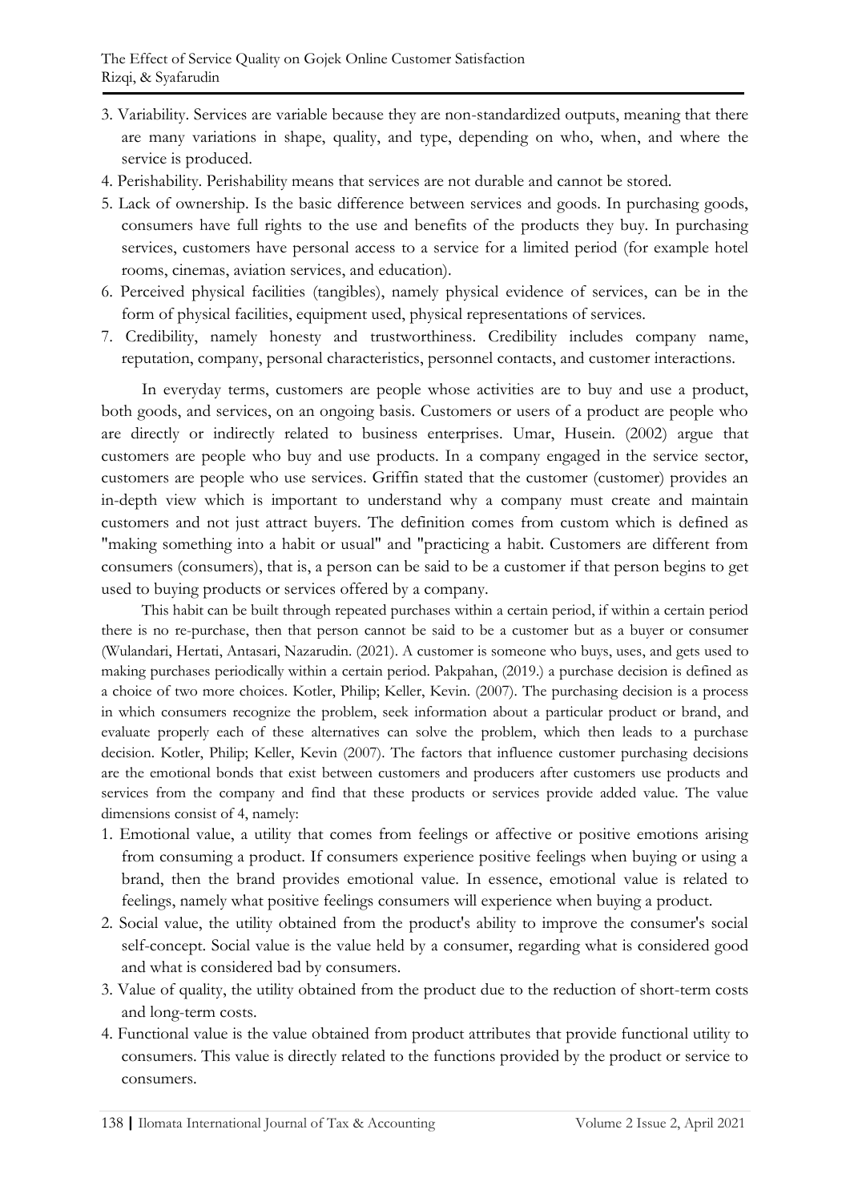3. Variability. Services are variable because they are non-standardized outputs, meaning that there are many variations in shape, quality, and type, depending on who, when, and where the service is produced.
4. Perishability. Perishability means that services are not durable and cannot be stored.
5. Lack of ownership. Is the basic difference between services and goods. In purchasing goods, consumers have full rights to the use and benefits of the products they buy. In purchasing services, customers have personal access to a service for a limited period (for example hotel rooms, cinemas, aviation services, and education).
6. Perceived physical facilities (tangibles), namely physical evidence of services, can be in the form of physical facilities, equipment used, physical representations of services.
7. Credibility, namely honesty and trustworthiness. Credibility includes company name, reputation, company, personal characteristics, personnel contacts, and customer interactions.

In everyday terms, customers are people whose activities are to buy and use a product, both goods, and services, on an ongoing basis. Customers or users of a product are people who are directly or indirectly related to business enterprises. Umar, Husein. (2002) argue that customers are people who buy and use products. In a company engaged in the service sector, customers are people who use services. Griffin stated that the customer (customer) provides an in-depth view which is important to understand why a company must create and maintain customers and not just attract buyers. The definition comes from custom which is defined as "making something into a habit or usual" and "practicing a habit. Customers are different from consumers (consumers), that is, a person can be said to be a customer if that person begins to get used to buying products or services offered by a company.

This habit can be built through repeated purchases within a certain period, if within a certain period there is no re-purchase, then that person cannot be said to be a customer but as a buyer or consumer (Wulandari, Hertati, Antasari, Nazarudin. (2021). A customer is someone who buys, uses, and gets used to making purchases periodically within a certain period. Pakpahan, (2019.) a purchase decision is defined as a choice of two more choices. Kotler, Philip; Keller, Kevin. (2007). The purchasing decision is a process in which consumers recognize the problem, seek information about a particular product or brand, and evaluate properly each of these alternatives can solve the problem, which then leads to a purchase decision. Kotler, Philip; Keller, Kevin (2007). The factors that influence customer purchasing decisions are the emotional bonds that exist between customers and producers after customers use products and services from the company and find that these products or services provide added value. The value dimensions consist of 4, namely:

1. Emotional value, a utility that comes from feelings or affective or positive emotions arising from consuming a product. If consumers experience positive feelings when buying or using a brand, then the brand provides emotional value. In essence, emotional value is related to feelings, namely what positive feelings consumers will experience when buying a product.
2. Social value, the utility obtained from the product's ability to improve the consumer's social self-concept. Social value is the value held by a consumer, regarding what is considered good and what is considered bad by consumers.
3. Value of quality, the utility obtained from the product due to the reduction of short-term costs and long-term costs.
4. Functional value is the value obtained from product attributes that provide functional utility to consumers. This value is directly related to the functions provided by the product or service to consumers.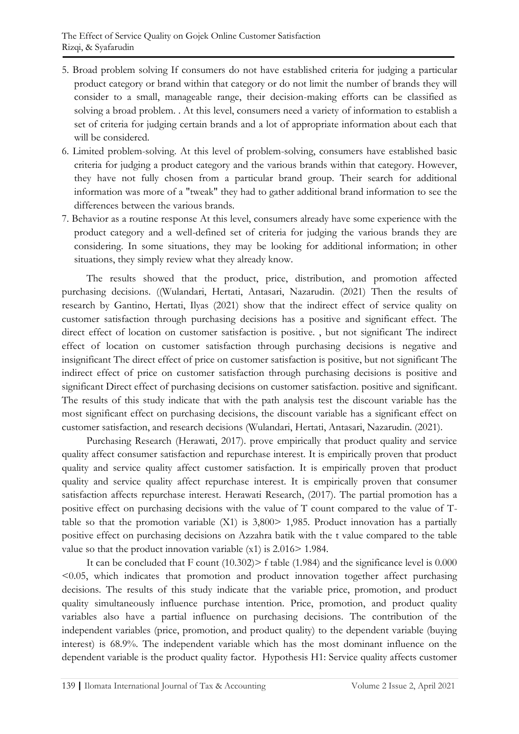5. Broad problem solving If consumers do not have established criteria for judging a particular product category or brand within that category or do not limit the number of brands they will consider to a small, manageable range, their decision-making efforts can be classified as solving a broad problem. . At this level, consumers need a variety of information to establish a set of criteria for judging certain brands and a lot of appropriate information about each that will be considered.
6. Limited problem-solving. At this level of problem-solving, consumers have established basic criteria for judging a product category and the various brands within that category. However, they have not fully chosen from a particular brand group. Their search for additional information was more of a "tweak" they had to gather additional brand information to see the differences between the various brands.
7. Behavior as a routine response At this level, consumers already have some experience with the product category and a well-defined set of criteria for judging the various brands they are considering. In some situations, they may be looking for additional information; in other situations, they simply review what they already know.

The results showed that the product, price, distribution, and promotion affected purchasing decisions. ((Wulandari, Hertati, Antasari, Nazarudin. (2021) Then the results of research by Gantino, Hertati, Ilyas (2021) show that the indirect effect of service quality on customer satisfaction through purchasing decisions has a positive and significant effect. The direct effect of location on customer satisfaction is positive. , but not significant The indirect effect of location on customer satisfaction through purchasing decisions is negative and insignificant The direct effect of price on customer satisfaction is positive, but not significant The indirect effect of price on customer satisfaction through purchasing decisions is positive and significant Direct effect of purchasing decisions on customer satisfaction. positive and significant. The results of this study indicate that with the path analysis test the discount variable has the most significant effect on purchasing decisions, the discount variable has a significant effect on customer satisfaction, and research decisions (Wulandari, Hertati, Antasari, Nazarudin. (2021).

Purchasing Research (Herawati, 2017). prove empirically that product quality and service quality affect consumer satisfaction and repurchase interest. It is empirically proven that product quality and service quality affect customer satisfaction. It is empirically proven that product quality and service quality affect repurchase interest. It is empirically proven that consumer satisfaction affects repurchase interest. Herawati Research, (2017). The partial promotion has a positive effect on purchasing decisions with the value of T count compared to the value of T-table so that the promotion variable (X1) is 3,800> 1,985. Product innovation has a partially positive effect on purchasing decisions on Azzahra batik with the t value compared to the table value so that the product innovation variable (x1) is 2.016> 1.984.

It can be concluded that F count (10.302)> f table (1.984) and the significance level is 0.000 <0.05, which indicates that promotion and product innovation together affect purchasing decisions. The results of this study indicate that the variable price, promotion, and product quality simultaneously influence purchase intention. Price, promotion, and product quality variables also have a partial influence on purchasing decisions. The contribution of the independent variables (price, promotion, and product quality) to the dependent variable (buying interest) is 68.9%. The independent variable which has the most dominant influence on the dependent variable is the product quality factor. Hypothesis H1: Service quality affects customer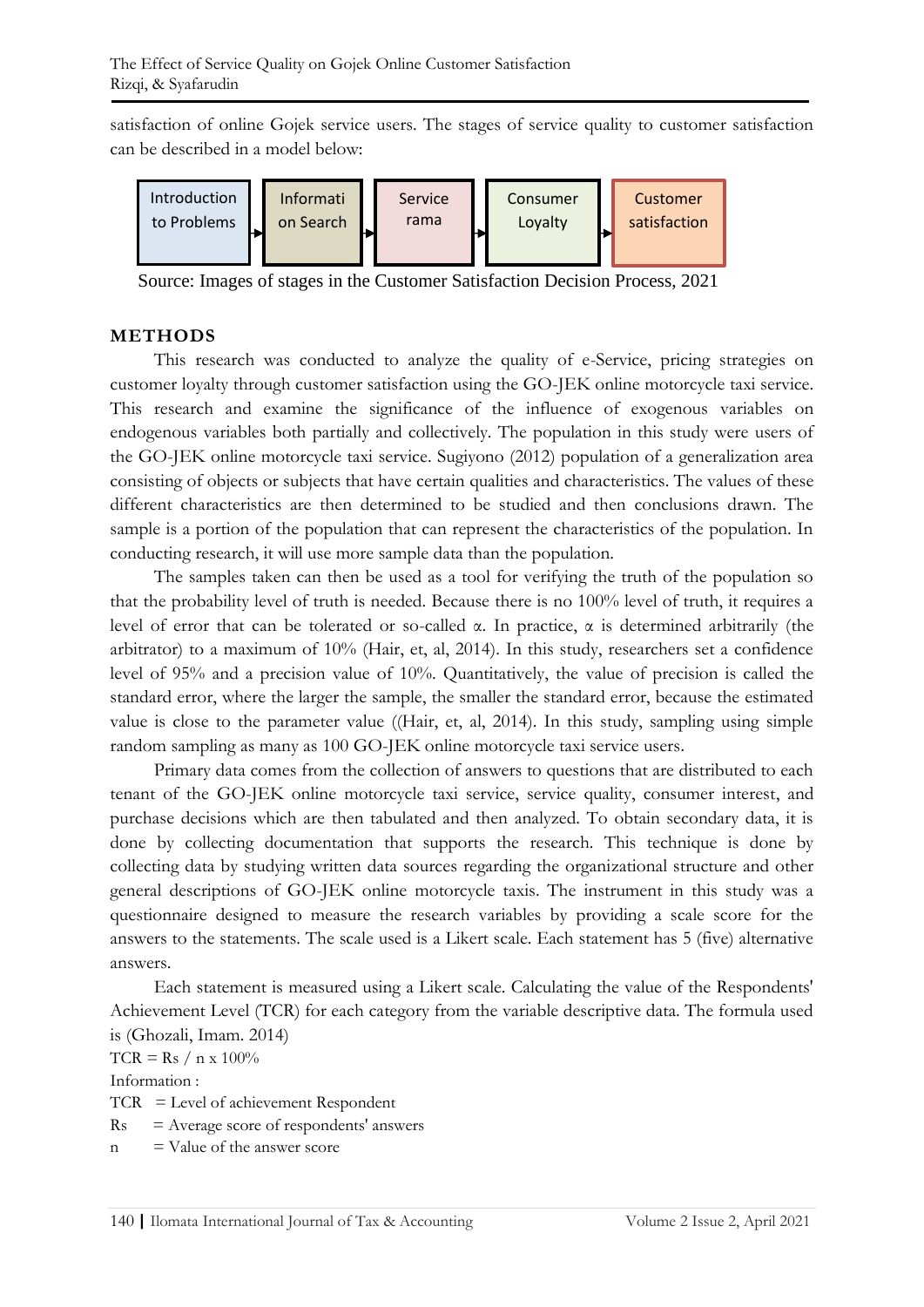satisfaction of online Gojek service users. The stages of service quality to customer satisfaction can be described in a model below:

Introduction to Problems → Information Search → Service rama → Consumer Loyalty → Customer satisfaction

Source: Images of stages in the Customer Satisfaction Decision Process, 2021

## METHODS

This research was conducted to analyze the quality of e-Service, pricing strategies on customer loyalty through customer satisfaction using the GO-JEK online motorcycle taxi service. This research and examine the significance of the influence of exogenous variables on endogenous variables both partially and collectively. The population in this study were users of the GO-JEK online motorcycle taxi service. Sugiyono (2012) population of a generalization area consisting of objects or subjects that have certain qualities and characteristics. The values of these different characteristics are then determined to be studied and then conclusions drawn. The sample is a portion of the population that can represent the characteristics of the population. In conducting research, it will use more sample data than the population.

The samples taken can then be used as a tool for verifying the truth of the population so that the probability level of truth is needed. Because there is no 100% level of truth, it requires a level of error that can be tolerated or so-called α. In practice, α is determined arbitrarily (the arbitrator) to a maximum of 10% (Hair, et, al, 2014). In this study, researchers set a confidence level of 95% and a precision value of 10%. Quantitatively, the value of precision is called the standard error, where the larger the sample, the smaller the standard error, because the estimated value is close to the parameter value ((Hair, et, al, 2014). In this study, sampling using simple random sampling as many as 100 GO-JEK online motorcycle taxi service users.

Primary data comes from the collection of answers to questions that are distributed to each tenant of the GO-JEK online motorcycle taxi service, service quality, consumer interest, and purchase decisions which are then tabulated and then analyzed. To obtain secondary data, it is done by collecting documentation that supports the research. This technique is done by collecting data by studying written data sources regarding the organizational structure and other general descriptions of GO-JEK online motorcycle taxis. The instrument in this study was a questionnaire designed to measure the research variables by providing a scale score for the answers to the statements. The scale used is a Likert scale. Each statement has 5 (five) alternative answers.

Each statement is measured using a Likert scale. Calculating the value of the Respondents' Achievement Level (TCR) for each category from the variable descriptive data. The formula used is (Ghozali, Imam. 2014)

$TCR = Rs / n \times 100\%$

Information :

TCR = Level of achievement Respondent

Rs = Average score of respondents' answers

n = Value of the answer score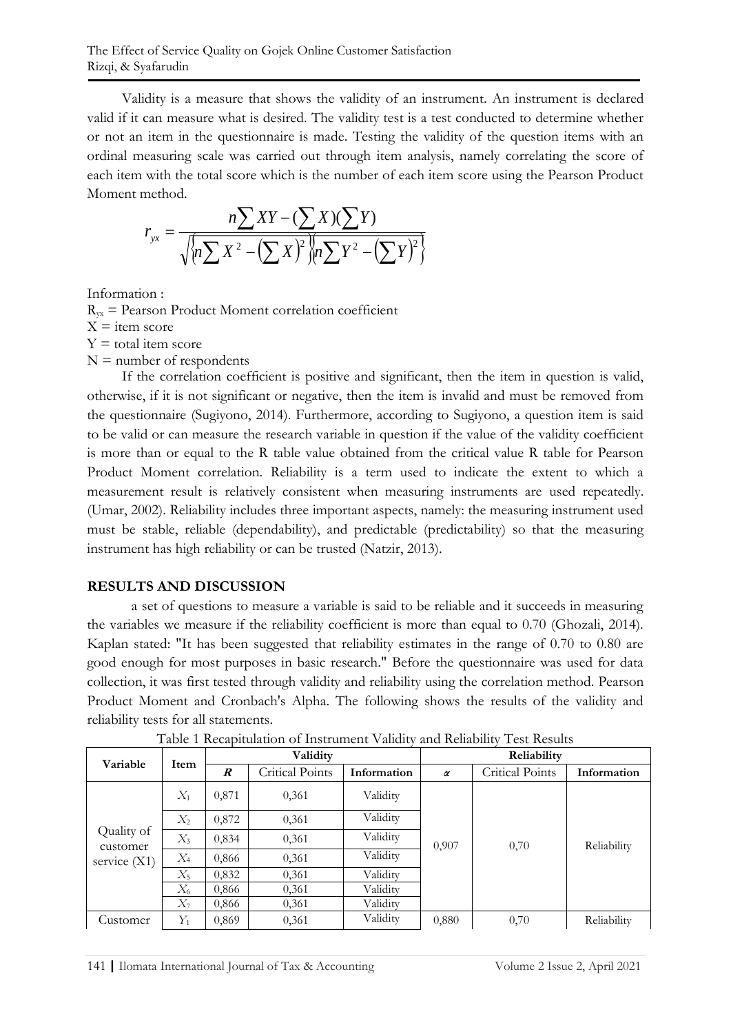Validity is a measure that shows the validity of an instrument. An instrument is declared valid if it can measure what is desired. The validity test is a test conducted to determine whether or not an item in the questionnaire is made. Testing the validity of the question items with an ordinal measuring scale was carried out through item analysis, namely correlating the score of each item with the total score which is the number of each item score using the Pearson Product Moment method.

$$r_{yx} = \frac{n\sum XY - (\sum X)(\sum Y)}{\sqrt{\left\{n\sum X^2 - (\sum X)^2\right\}\left\{n\sum Y^2 - (\sum Y)^2\right\}}}$$

Information :

$R_{yx}$ = Pearson Product Moment correlation coefficient

X = item score

Y = total item score

N = number of respondents

If the correlation coefficient is positive and significant, then the item in question is valid, otherwise, if it is not significant or negative, then the item is invalid and must be removed from the questionnaire (Sugiyono, 2014). Furthermore, according to Sugiyono, a question item is said to be valid or can measure the research variable in question if the value of the validity coefficient is more than or equal to the R table value obtained from the critical value R table for Pearson Product Moment correlation. Reliability is a term used to indicate the extent to which a measurement result is relatively consistent when measuring instruments are used repeatedly. (Umar, 2002). Reliability includes three important aspects, namely: the measuring instrument used must be stable, reliable (dependability), and predictable (predictability) so that the measuring instrument has high reliability or can be trusted (Natzir, 2013).

## RESULTS AND DISCUSSION

a set of questions to measure a variable is said to be reliable and it succeeds in measuring the variables we measure if the reliability coefficient is more than equal to 0.70 (Ghozali, 2014). Kaplan stated: "It has been suggested that reliability estimates in the range of 0.70 to 0.80 are good enough for most purposes in basic research." Before the questionnaire was used for data collection, it was first tested through validity and reliability using the correlation method. Pearson Product Moment and Cronbach's Alpha. The following shows the results of the validity and reliability tests for all statements.

Table 1 Recapitulation of Instrument Validity and Reliability Test Results

| Variable | Item | Validity | | | Reliability | | |
|---|---|---|---|---|---|---|---|
| | | ***R*** | Critical Points | **Information** | ***α*** | Critical Points | **Information** |
| Quality of customer service (X1) | $X_1$ | 0,871 | 0,361 | Validity | 0,907 | 0,70 | Reliability |
| | $X_2$ | 0,872 | 0,361 | Validity | | | |
| | $X_3$ | 0,834 | 0,361 | Validity | | | |
| | $X_4$ | 0,866 | 0,361 | Validity | | | |
| | $X_5$ | 0,832 | 0,361 | Validity | | | |
| | $X_6$ | 0,866 | 0,361 | Validity | | | |
| | $X_7$ | 0,866 | 0,361 | Validity | | | |
| Customer | $Y_1$ | 0,869 | 0,361 | Validity | 0,880 | 0,70 | Reliability |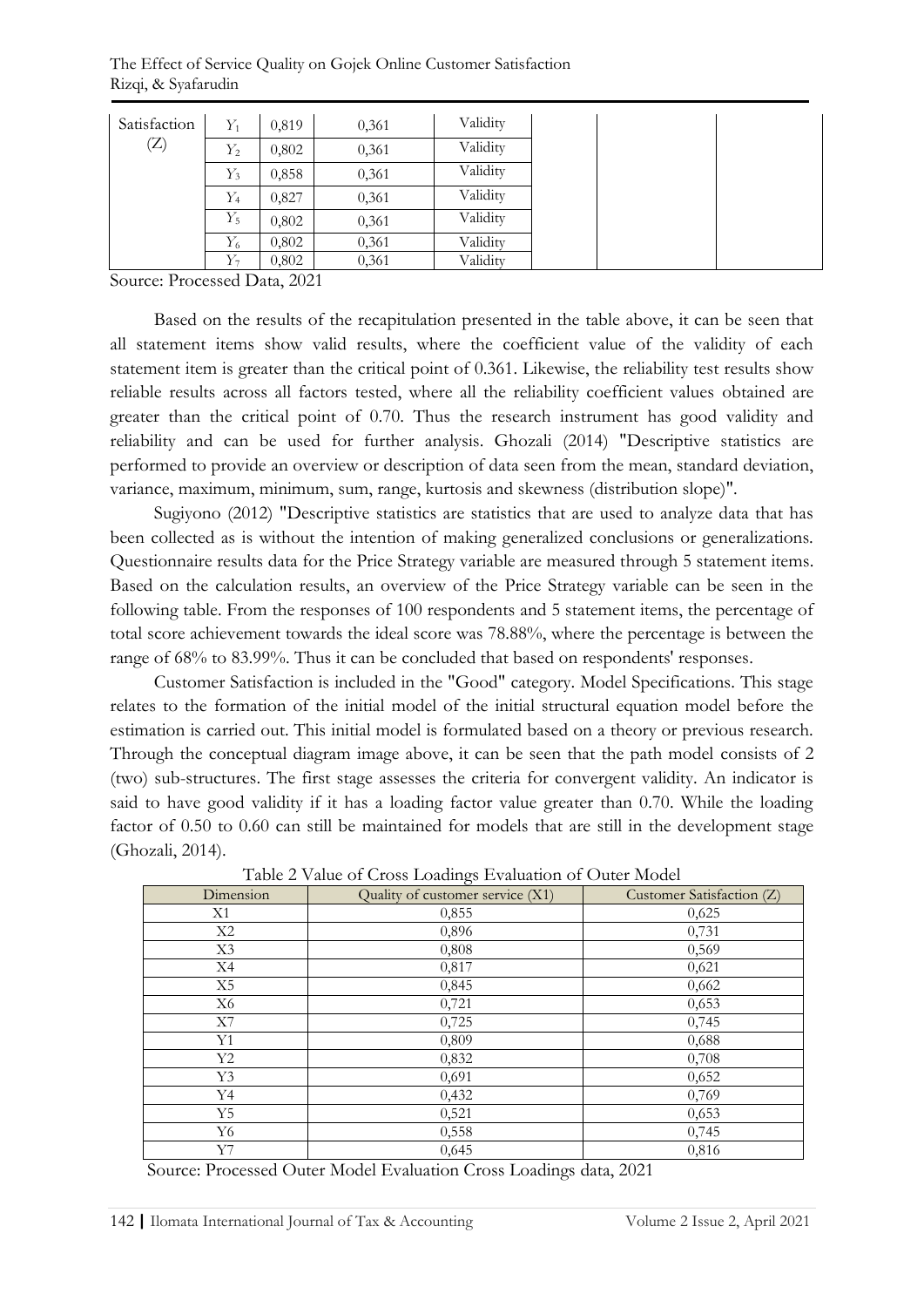| Satisfaction (Z) | $Y_1$ | 0,819 | 0,361 | Validity | | |
|---|---|---|---|---|---|---|
| | $Y_2$ | 0,802 | 0,361 | Validity | | |
| | $Y_3$ | 0,858 | 0,361 | Validity | | |
| | $Y_4$ | 0,827 | 0,361 | Validity | | |
| | $Y_5$ | 0,802 | 0,361 | Validity | | |
| | $Y_6$ | 0,802 | 0,361 | Validity | | |
| | $Y_7$ | 0,802 | 0,361 | Validity | | |

Source: Processed Data, 2021

Based on the results of the recapitulation presented in the table above, it can be seen that all statement items show valid results, where the coefficient value of the validity of each statement item is greater than the critical point of 0.361. Likewise, the reliability test results show reliable results across all factors tested, where all the reliability coefficient values obtained are greater than the critical point of 0.70. Thus the research instrument has good validity and reliability and can be used for further analysis. Ghozali (2014) "Descriptive statistics are performed to provide an overview or description of data seen from the mean, standard deviation, variance, maximum, minimum, sum, range, kurtosis and skewness (distribution slope)".

Sugiyono (2012) "Descriptive statistics are statistics that are used to analyze data that has been collected as is without the intention of making generalized conclusions or generalizations. Questionnaire results data for the Price Strategy variable are measured through 5 statement items. Based on the calculation results, an overview of the Price Strategy variable can be seen in the following table. From the responses of 100 respondents and 5 statement items, the percentage of total score achievement towards the ideal score was 78.88%, where the percentage is between the range of 68% to 83.99%. Thus it can be concluded that based on respondents' responses.

Customer Satisfaction is included in the "Good" category. Model Specifications. This stage relates to the formation of the initial model of the initial structural equation model before the estimation is carried out. This initial model is formulated based on a theory or previous research. Through the conceptual diagram image above, it can be seen that the path model consists of 2 (two) sub-structures. The first stage assesses the criteria for convergent validity. An indicator is said to have good validity if it has a loading factor value greater than 0.70. While the loading factor of 0.50 to 0.60 can still be maintained for models that are still in the development stage (Ghozali, 2014).

Table 2 Value of Cross Loadings Evaluation of Outer Model

| Dimension | Quality of customer service (X1) | Customer Satisfaction (Z) |
|---|---|---|
| X1 | 0,855 | 0,625 |
| X2 | 0,896 | 0,731 |
| X3 | 0,808 | 0,569 |
| X4 | 0,817 | 0,621 |
| X5 | 0,845 | 0,662 |
| X6 | 0,721 | 0,653 |
| X7 | 0,725 | 0,745 |
| Y1 | 0,809 | 0,688 |
| Y2 | 0,832 | 0,708 |
| Y3 | 0,691 | 0,652 |
| Y4 | 0,432 | 0,769 |
| Y5 | 0,521 | 0,653 |
| Y6 | 0,558 | 0,745 |
| Y7 | 0,645 | 0,816 |

Source: Processed Outer Model Evaluation Cross Loadings data, 2021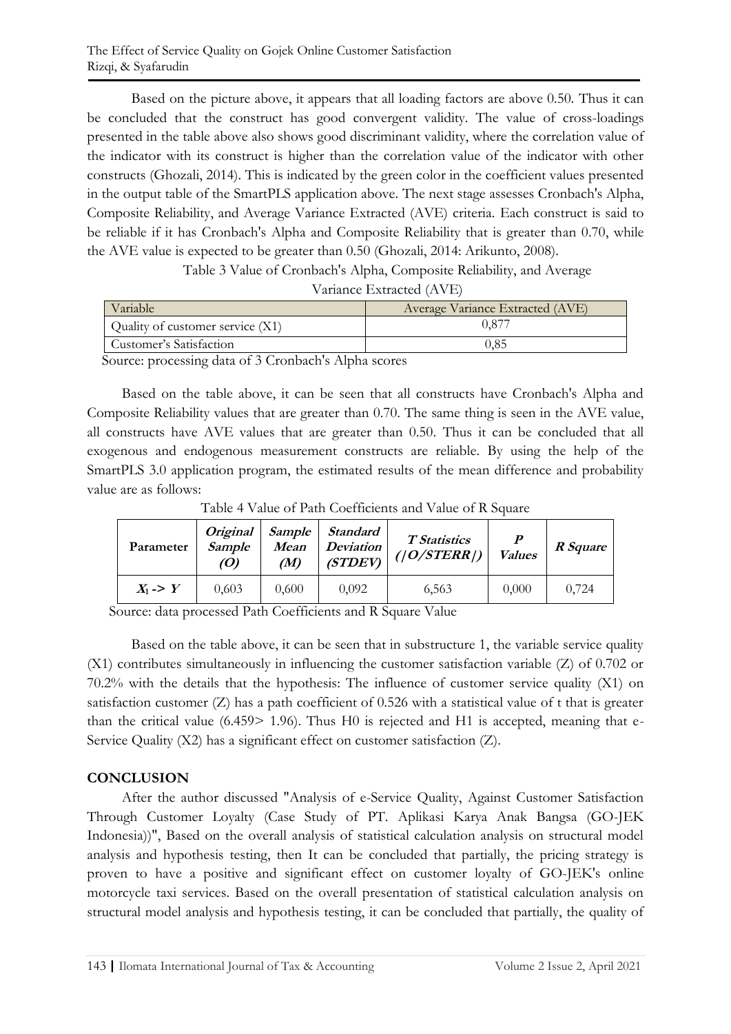Based on the picture above, it appears that all loading factors are above 0.50. Thus it can be concluded that the construct has good convergent validity. The value of cross-loadings presented in the table above also shows good discriminant validity, where the correlation value of the indicator with its construct is higher than the correlation value of the indicator with other constructs (Ghozali, 2014). This is indicated by the green color in the coefficient values presented in the output table of the SmartPLS application above. The next stage assesses Cronbach's Alpha, Composite Reliability, and Average Variance Extracted (AVE) criteria. Each construct is said to be reliable if it has Cronbach's Alpha and Composite Reliability that is greater than 0.70, while the AVE value is expected to be greater than 0.50 (Ghozali, 2014: Arikunto, 2008).

Table 3 Value of Cronbach's Alpha, Composite Reliability, and Average Variance Extracted (AVE)

| Variable | Average Variance Extracted (AVE) |
|---|---|
| Quality of customer service (X1) | 0,877 |
| Customer's Satisfaction | 0,85 |

Source: processing data of 3 Cronbach's Alpha scores

Based on the table above, it can be seen that all constructs have Cronbach's Alpha and Composite Reliability values that are greater than 0.70. The same thing is seen in the AVE value, all constructs have AVE values that are greater than 0.50. Thus it can be concluded that all exogenous and endogenous measurement constructs are reliable. By using the help of the SmartPLS 3.0 application program, the estimated results of the mean difference and probability value are as follows:

Table 4 Value of Path Coefficients and Value of R Square

| Parameter | ***Original Sample (O)*** | ***Sample Mean (M)*** | ***Standard Deviation (STDEV)*** | ***T Statistics (\|O/STERR\|)*** | ***P Values*** | ***R Square*** |
|---|---|---|---|---|---|---|
| $X_1$ -> $Y$ | 0,603 | 0,600 | 0,092 | 6,563 | 0,000 | 0,724 |

Source: data processed Path Coefficients and R Square Value

Based on the table above, it can be seen that in substructure 1, the variable service quality (X1) contributes simultaneously in influencing the customer satisfaction variable (Z) of 0.702 or 70.2% with the details that the hypothesis: The influence of customer service quality (X1) on satisfaction customer (Z) has a path coefficient of 0.526 with a statistical value of t that is greater than the critical value (6.459> 1.96). Thus H0 is rejected and H1 is accepted, meaning that e-Service Quality (X2) has a significant effect on customer satisfaction (Z).

## CONCLUSION

After the author discussed "Analysis of e-Service Quality, Against Customer Satisfaction Through Customer Loyalty (Case Study of PT. Aplikasi Karya Anak Bangsa (GO-JEK Indonesia))", Based on the overall analysis of statistical calculation analysis on structural model analysis and hypothesis testing, then It can be concluded that partially, the pricing strategy is proven to have a positive and significant effect on customer loyalty of GO-JEK's online motorcycle taxi services. Based on the overall presentation of statistical calculation analysis on structural model analysis and hypothesis testing, it can be concluded that partially, the quality of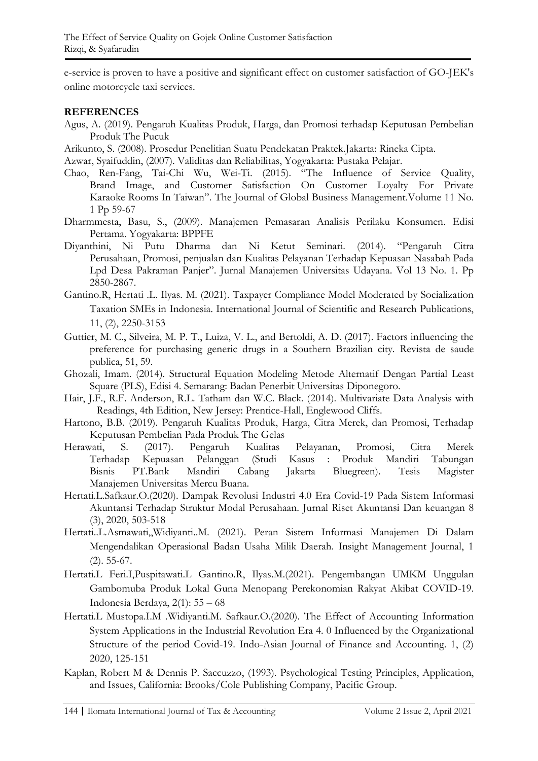e-service is proven to have a positive and significant effect on customer satisfaction of GO-JEK's online motorcycle taxi services.

## REFERENCES

Agus, A. (2019). Pengaruh Kualitas Produk, Harga, dan Promosi terhadap Keputusan Pembelian Produk The Pucuk

Arikunto, S. (2008). Prosedur Penelitian Suatu Pendekatan Praktek.Jakarta: Rineka Cipta.

Azwar, Syaifuddin, (2007). Validitas dan Reliabilitas, Yogyakarta: Pustaka Pelajar.

Chao, Ren-Fang, Tai-Chi Wu, Wei-Ti. (2015). "The Influence of Service Quality, Brand Image, and Customer Satisfaction On Customer Loyalty For Private Karaoke Rooms In Taiwan". The Journal of Global Business Management.Volume 11 No. 1 Pp 59-67

Dharmmesta, Basu, S., (2009). Manajemen Pemasaran Analisis Perilaku Konsumen. Edisi Pertama. Yogyakarta: BPPFE

Diyanthini, Ni Putu Dharma dan Ni Ketut Seminari. (2014). "Pengaruh Citra Perusahaan, Promosi, penjualan dan Kualitas Pelayanan Terhadap Kepuasan Nasabah Pada Lpd Desa Pakraman Panjer". Jurnal Manajemen Universitas Udayana. Vol 13 No. 1. Pp 2850-2867.

Gantino.R, Hertati .L. Ilyas. M. (2021). Taxpayer Compliance Model Moderated by Socialization Taxation SMEs in Indonesia. International Journal of Scientific and Research Publications, 11, (2), 2250-3153

Guttier, M. C., Silveira, M. P. T., Luiza, V. L., and Bertoldi, A. D. (2017). Factors influencing the preference for purchasing generic drugs in a Southern Brazilian city. Revista de saude publica, 51, 59.

Ghozali, Imam. (2014). Structural Equation Modeling Metode Alternatif Dengan Partial Least Square (PLS), Edisi 4. Semarang: Badan Penerbit Universitas Diponegoro.

Hair, J.F., R.F. Anderson, R.L. Tatham dan W.C. Black. (2014). Multivariate Data Analysis with Readings, 4th Edition, New Jersey: Prentice-Hall, Englewood Cliffs.

Hartono, B.B. (2019). Pengaruh Kualitas Produk, Harga, Citra Merek, dan Promosi, Terhadap Keputusan Pembelian Pada Produk The Gelas

Herawati, S. (2017). Pengaruh Kualitas Pelayanan, Promosi, Citra Merek Terhadap Kepuasan Pelanggan (Studi Kasus : Produk Mandiri Tabungan Bisnis PT.Bank Mandiri Cabang Jakarta Bluegreen). Tesis Magister Manajemen Universitas Mercu Buana.

Hertati.L.Safkaur.O.(2020). Dampak Revolusi Industri 4.0 Era Covid-19 Pada Sistem Informasi Akuntansi Terhadap Struktur Modal Perusahaan. Jurnal Riset Akuntansi Dan keuangan 8 (3), 2020, 503-518

Hertati..L.Asmawati,,Widiyanti..M. (2021). Peran Sistem Informasi Manajemen Di Dalam Mengendalikan Operasional Badan Usaha Milik Daerah. Insight Management Journal, 1 (2). 55-67.

Hertati.L Feri.I,Puspitawati.L Gantino.R, Ilyas.M.(2021). Pengembangan UMKM Unggulan Gambomuba Produk Lokal Guna Menopang Perekonomian Rakyat Akibat COVID-19. Indonesia Berdaya, 2(1): 55 – 68

Hertati.L Mustopa.I.M .Widiyanti.M. Safkaur.O.(2020). The Effect of Accounting Information System Applications in the Industrial Revolution Era 4. 0 Influenced by the Organizational Structure of the period Covid-19. Indo-Asian Journal of Finance and Accounting. 1, (2) 2020, 125-151

Kaplan, Robert M & Dennis P. Saccuzzo, (1993). Psychological Testing Principles, Application, and Issues, California: Brooks/Cole Publishing Company, Pacific Group.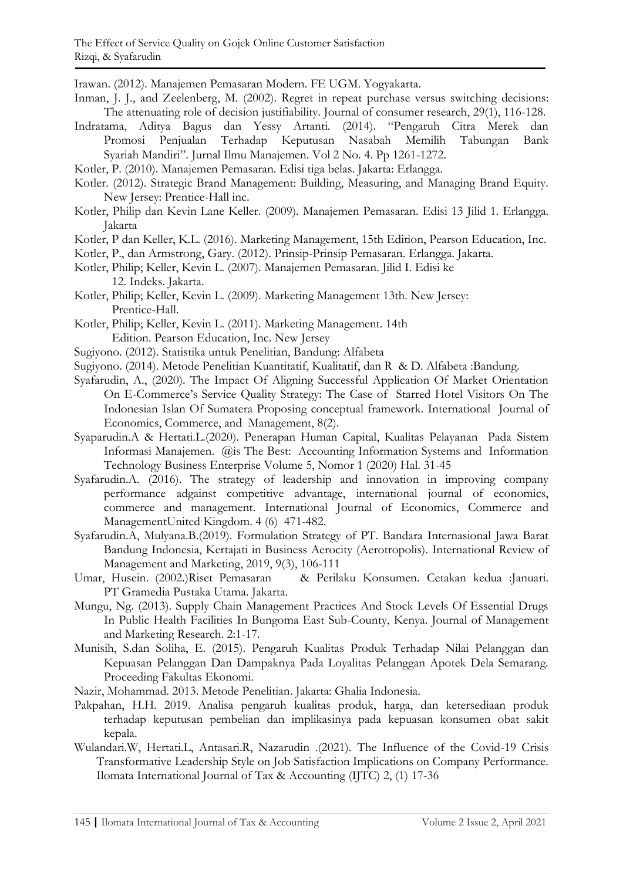Irawan. (2012). Manajemen Pemasaran Modern. FE UGM. Yogyakarta.

Inman, J. J., and Zeelenberg, M. (2002). Regret in repeat purchase versus switching decisions: The attenuating role of decision justifiability. Journal of consumer research, 29(1), 116-128.

Indratama, Aditya Bagus dan Yessy Artanti. (2014). "Pengaruh Citra Merek dan Promosi Penjualan Terhadap Keputusan Nasabah Memilih Tabungan Bank Syariah Mandiri". Jurnal Ilmu Manajemen. Vol 2 No. 4. Pp 1261-1272.

Kotler, P. (2010). Manajemen Pemasaran. Edisi tiga belas. Jakarta: Erlangga.

Kotler. (2012). Strategic Brand Management: Building, Measuring, and Managing Brand Equity. New Jersey: Prentice-Hall inc.

Kotler, Philip dan Kevin Lane Keller. (2009). Manajemen Pemasaran. Edisi 13 Jilid 1. Erlangga. Jakarta

Kotler, P dan Keller, K.L. (2016). Marketing Management, 15th Edition, Pearson Education, Inc.

Kotler, P., dan Armstrong, Gary. (2012). Prinsip-Prinsip Pemasaran. Erlangga. Jakarta.

Kotler, Philip; Keller, Kevin L. (2007). Manajemen Pemasaran. Jilid I. Edisi ke 12. Indeks. Jakarta.

Kotler, Philip; Keller, Kevin L. (2009). Marketing Management 13th. New Jersey: Prentice-Hall.

Kotler, Philip; Keller, Kevin L. (2011). Marketing Management. 14th Edition. Pearson Education, Inc. New Jersey

Sugiyono. (2012). Statistika untuk Penelitian, Bandung: Alfabeta

Sugiyono. (2014). Metode Penelitian Kuantitatif, Kualitatif, dan R & D. Alfabeta :Bandung.

Syafarudin, A., (2020). The Impact Of Aligning Successful Application Of Market Orientation On E-Commerce's Service Quality Strategy: The Case of Starred Hotel Visitors On The Indonesian Islan Of Sumatera Proposing conceptual framework. International Journal of Economics, Commerce, and Management, 8(2).

Syaparudin.A & Hertati.L.(2020). Penerapan Human Capital, Kualitas Pelayanan Pada Sistem Informasi Manajemen. @is The Best: Accounting Information Systems and Information Technology Business Enterprise Volume 5, Nomor 1 (2020) Hal. 31-45

Syafarudin.A. (2016). The strategy of leadership and innovation in improving company performance adgainst competitive advantage, international journal of economics, commerce and management. International Journal of Economics, Commerce and ManagementUnited Kingdom. 4 (6) 471-482.

Syafarudin.A, Mulyana.B.(2019). Formulation Strategy of PT. Bandara Internasional Jawa Barat Bandung Indonesia, Kertajati in Business Aerocity (Aerotropolis). International Review of Management and Marketing, 2019, 9(3), 106-111

Umar, Husein. (2002.)Riset Pemasaran & Perilaku Konsumen. Cetakan kedua :Januari. PT Gramedia Pustaka Utama. Jakarta.

Mungu, Ng. (2013). Supply Chain Management Practices And Stock Levels Of Essential Drugs In Public Health Facilities In Bungoma East Sub-County, Kenya. Journal of Management and Marketing Research. 2:1-17.

Munisih, S.dan Soliha, E. (2015). Pengaruh Kualitas Produk Terhadap Nilai Pelanggan dan Kepuasan Pelanggan Dan Dampaknya Pada Loyalitas Pelanggan Apotek Dela Semarang. Proceeding Fakultas Ekonomi.

Nazir, Mohammad. 2013. Metode Penelitian. Jakarta: Ghalia Indonesia.

Pakpahan, H.H. 2019. Analisa pengaruh kualitas produk, harga, dan ketersediaan produk terhadap keputusan pembelian dan implikasinya pada kepuasan konsumen obat sakit kepala.

Wulandari.W, Hertati.L, Antasari.R, Nazarudin .(2021). The Influence of the Covid-19 Crisis Transformative Leadership Style on Job Satisfaction Implications on Company Performance. Ilomata International Journal of Tax & Accounting (IJTC) 2, (1) 17-36